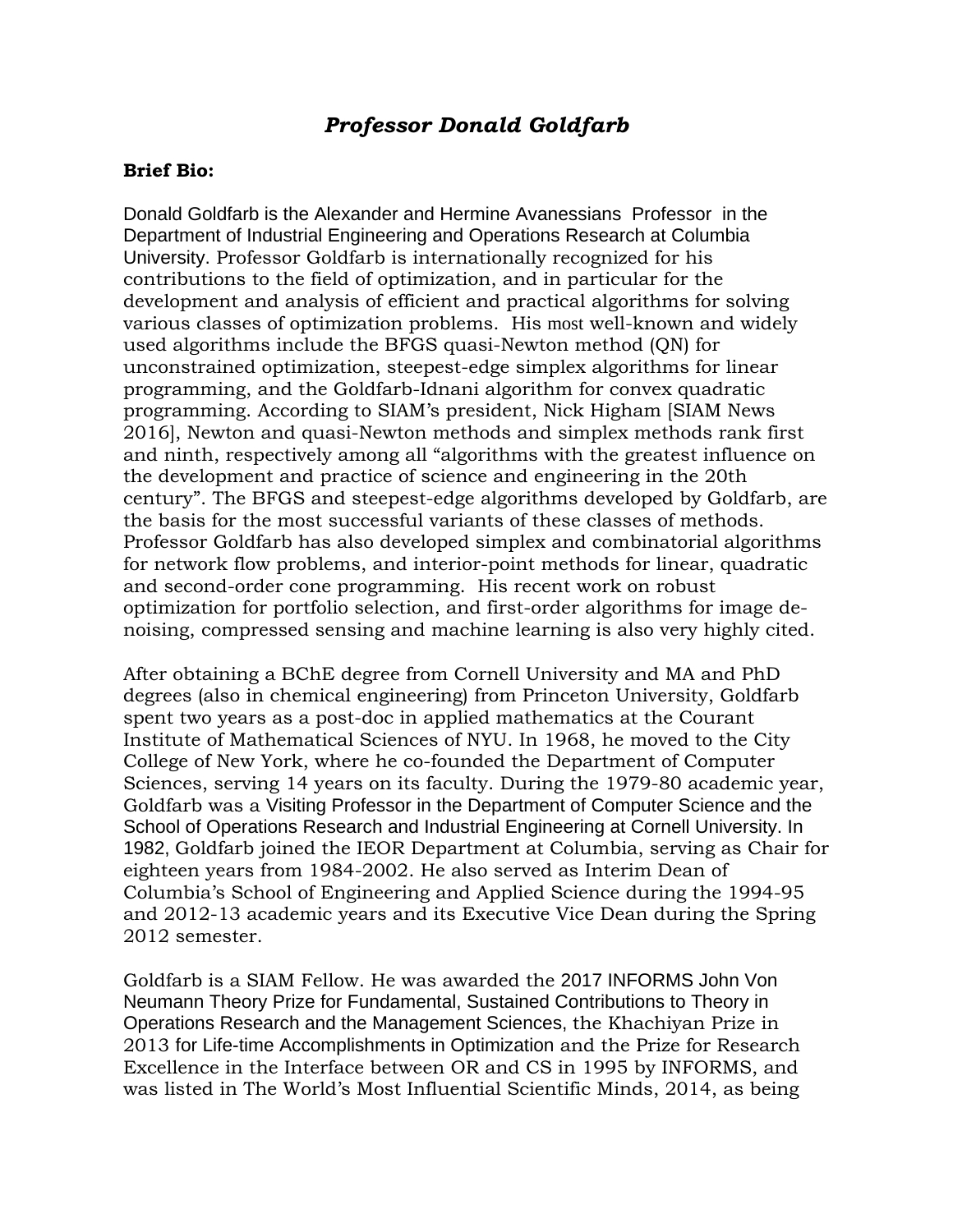# *Professor Donald Goldfarb*

**Brief Bio:**

Donald Goldfarb is the Alexander and Hermine Avanessians Professor in the Department of Industrial Engineering and Operations Research at Columbia University. Professor Goldfarb is internationally recognized for his contributions to the field of optimization, and in particular for the development and analysis of efficient and practical algorithms for solving various classes of optimization problems. His most well-known and widely used algorithms include the BFGS quasi-Newton method (QN) for unconstrained optimization, steepest-edge simplex algorithms for linear programming, and the Goldfarb-Idnani algorithm for convex quadratic programming. According to SIAM's president, Nick Higham [SIAM News 2016], Newton and quasi-Newton methods and simplex methods rank first and ninth, respectively among all "algorithms with the greatest influence on the development and practice of science and engineering in the 20th century". The BFGS and steepest-edge algorithms developed by Goldfarb, are the basis for the most successful variants of these classes of methods. Professor Goldfarb has also developed simplex and combinatorial algorithms for network flow problems, and interior-point methods for linear, quadratic and second-order cone programming. His recent work on robust optimization for portfolio selection, and first-order algorithms for image de-noising, compressed sensing and machine learning is also very highly cited.

After obtaining a BChE degree from Cornell University and MA and PhD degrees (also in chemical engineering) from Princeton University, Goldfarb spent two years as a post-doc in applied mathematics at the Courant Institute of Mathematical Sciences of NYU. In 1968, he moved to the City College of New York, where he co-founded the Department of Computer Sciences, serving 14 years on its faculty. During the 1979-80 academic year, Goldfarb was a Visiting Professor in the Department of Computer Science and the School of Operations Research and Industrial Engineering at Cornell University. In 1982, Goldfarb joined the IEOR Department at Columbia, serving as Chair for eighteen years from 1984-2002. He also served as Interim Dean of Columbia's School of Engineering and Applied Science during the 1994-95 and 2012-13 academic years and its Executive Vice Dean during the Spring 2012 semester.

Goldfarb is a SIAM Fellow. He was awarded the 2017 INFORMS John Von Neumann Theory Prize for Fundamental, Sustained Contributions to Theory in Operations Research and the Management Sciences, the Khachiyan Prize in 2013 for Life-time Accomplishments in Optimization and the Prize for Research Excellence in the Interface between OR and CS in 1995 by INFORMS, and was listed in The World's Most Influential Scientific Minds, 2014, as being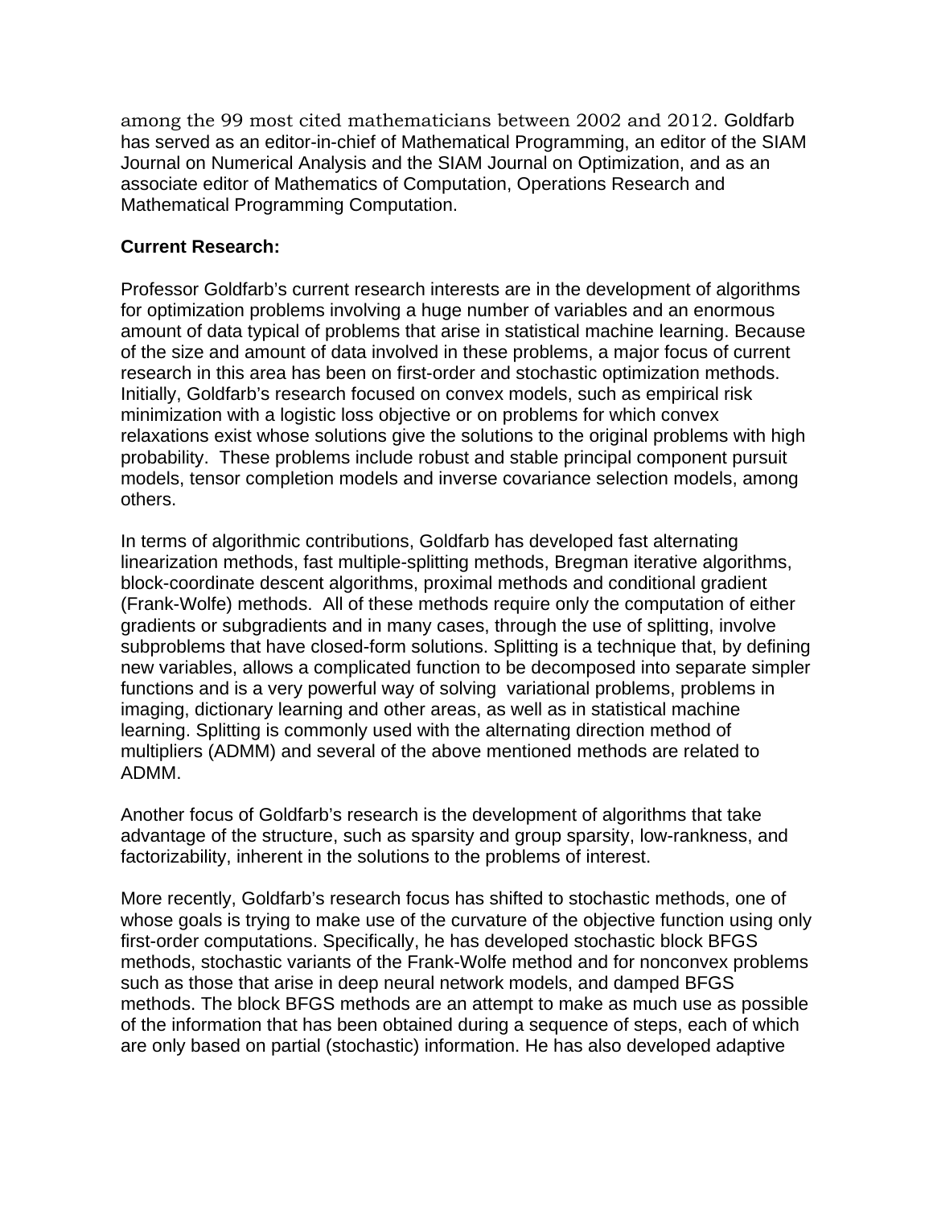among the 99 most cited mathematicians between 2002 and 2012. Goldfarb has served as an editor-in-chief of Mathematical Programming, an editor of the SIAM Journal on Numerical Analysis and the SIAM Journal on Optimization, and as an associate editor of Mathematics of Computation, Operations Research and Mathematical Programming Computation.

**Current Research:**

Professor Goldfarb's current research interests are in the development of algorithms for optimization problems involving a huge number of variables and an enormous amount of data typical of problems that arise in statistical machine learning. Because of the size and amount of data involved in these problems, a major focus of current research in this area has been on first-order and stochastic optimization methods. Initially, Goldfarb's research focused on convex models, such as empirical risk minimization with a logistic loss objective or on problems for which convex relaxations exist whose solutions give the solutions to the original problems with high probability. These problems include robust and stable principal component pursuit models, tensor completion models and inverse covariance selection models, among others.

In terms of algorithmic contributions, Goldfarb has developed fast alternating linearization methods, fast multiple-splitting methods, Bregman iterative algorithms, block-coordinate descent algorithms, proximal methods and conditional gradient (Frank-Wolfe) methods. All of these methods require only the computation of either gradients or subgradients and in many cases, through the use of splitting, involve subproblems that have closed-form solutions. Splitting is a technique that, by defining new variables, allows a complicated function to be decomposed into separate simpler functions and is a very powerful way of solving variational problems, problems in imaging, dictionary learning and other areas, as well as in statistical machine learning. Splitting is commonly used with the alternating direction method of multipliers (ADMM) and several of the above mentioned methods are related to ADMM.

Another focus of Goldfarb's research is the development of algorithms that take advantage of the structure, such as sparsity and group sparsity, low-rankness, and factorizability, inherent in the solutions to the problems of interest.

More recently, Goldfarb's research focus has shifted to stochastic methods, one of whose goals is trying to make use of the curvature of the objective function using only first-order computations. Specifically, he has developed stochastic block BFGS methods, stochastic variants of the Frank-Wolfe method and for nonconvex problems such as those that arise in deep neural network models, and damped BFGS methods. The block BFGS methods are an attempt to make as much use as possible of the information that has been obtained during a sequence of steps, each of which are only based on partial (stochastic) information. He has also developed adaptive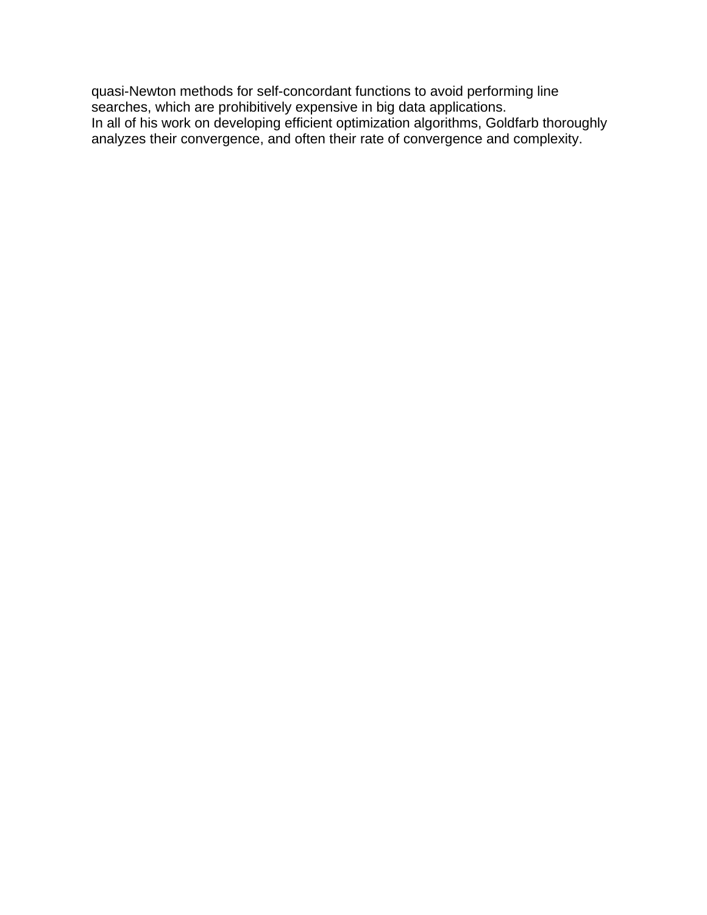quasi-Newton methods for self-concordant functions to avoid performing line searches, which are prohibitively expensive in big data applications.

In all of his work on developing efficient optimization algorithms, Goldfarb thoroughly analyzes their convergence, and often their rate of convergence and complexity.